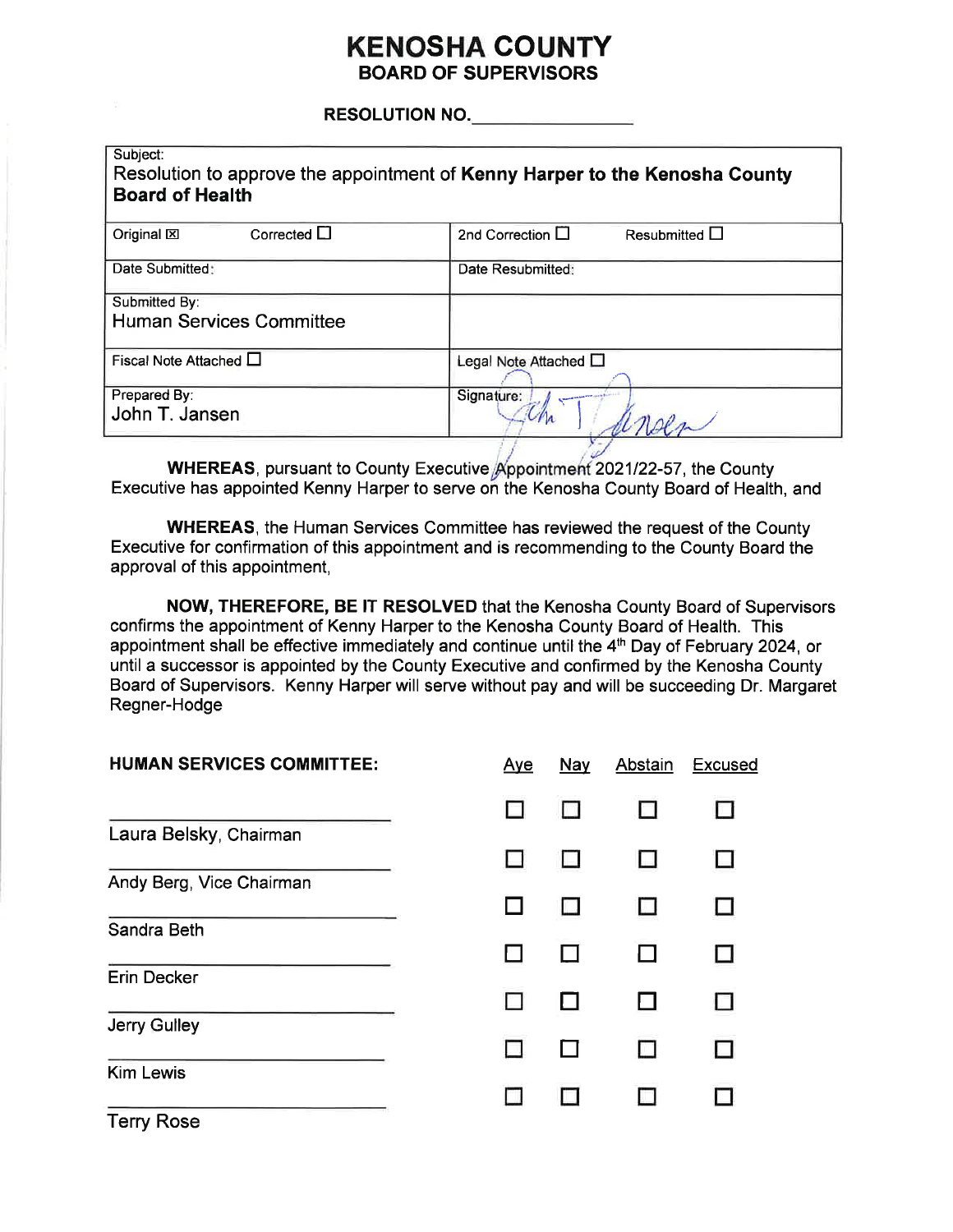# KENOSHA COUNTY

## BOARD OF SUPERVISORS

**RESOLUTION NO.**\_\_\_\_\_\_\_\_\_\_\_\_\_\_\_\_

| | |
|---|---|
| Subject: Resolution to approve the appointment of **Kenny Harper to the Kenosha County Board of Health** | |
| Original ☒ Corrected ☐ | 2nd Correction ☐ Resubmitted ☐ |
| Date Submitted: | Date Resubmitted: |
| Submitted By: Human Services Committee | |
| Fiscal Note Attached ☐ | Legal Note Attached ☐ |
| Prepared By: John T. Jansen | Signature: John T. Jansen |

**WHEREAS**, pursuant to County Executive Appointment 2021/22-57, the County Executive has appointed Kenny Harper to serve on the Kenosha County Board of Health, and

**WHEREAS**, the Human Services Committee has reviewed the request of the County Executive for confirmation of this appointment and is recommending to the County Board the approval of this appointment,

**NOW, THEREFORE, BE IT RESOLVED** that the Kenosha County Board of Supervisors confirms the appointment of Kenny Harper to the Kenosha County Board of Health. This appointment shall be effective immediately and continue until the 4th Day of February 2024, or until a successor is appointed by the County Executive and confirmed by the Kenosha County Board of Supervisors. Kenny Harper will serve without pay and will be succeeding Dr. Margaret Regner-Hodge

| HUMAN SERVICES COMMITTEE: | Aye | Nay | Abstain | Excused |
|---|---|---|---|---|
| Laura Belsky, Chairman | ☐ | ☐ | ☐ | ☐ |
| Andy Berg, Vice Chairman | ☐ | ☐ | ☐ | ☐ |
| Sandra Beth | ☐ | ☐ | ☐ | ☐ |
| Erin Decker | ☐ | ☐ | ☐ | ☐ |
| Jerry Gulley | ☐ | ☐ | ☐ | ☐ |
| Kim Lewis | ☐ | ☐ | ☐ | ☐ |
| Terry Rose | ☐ | ☐ | ☐ | ☐ |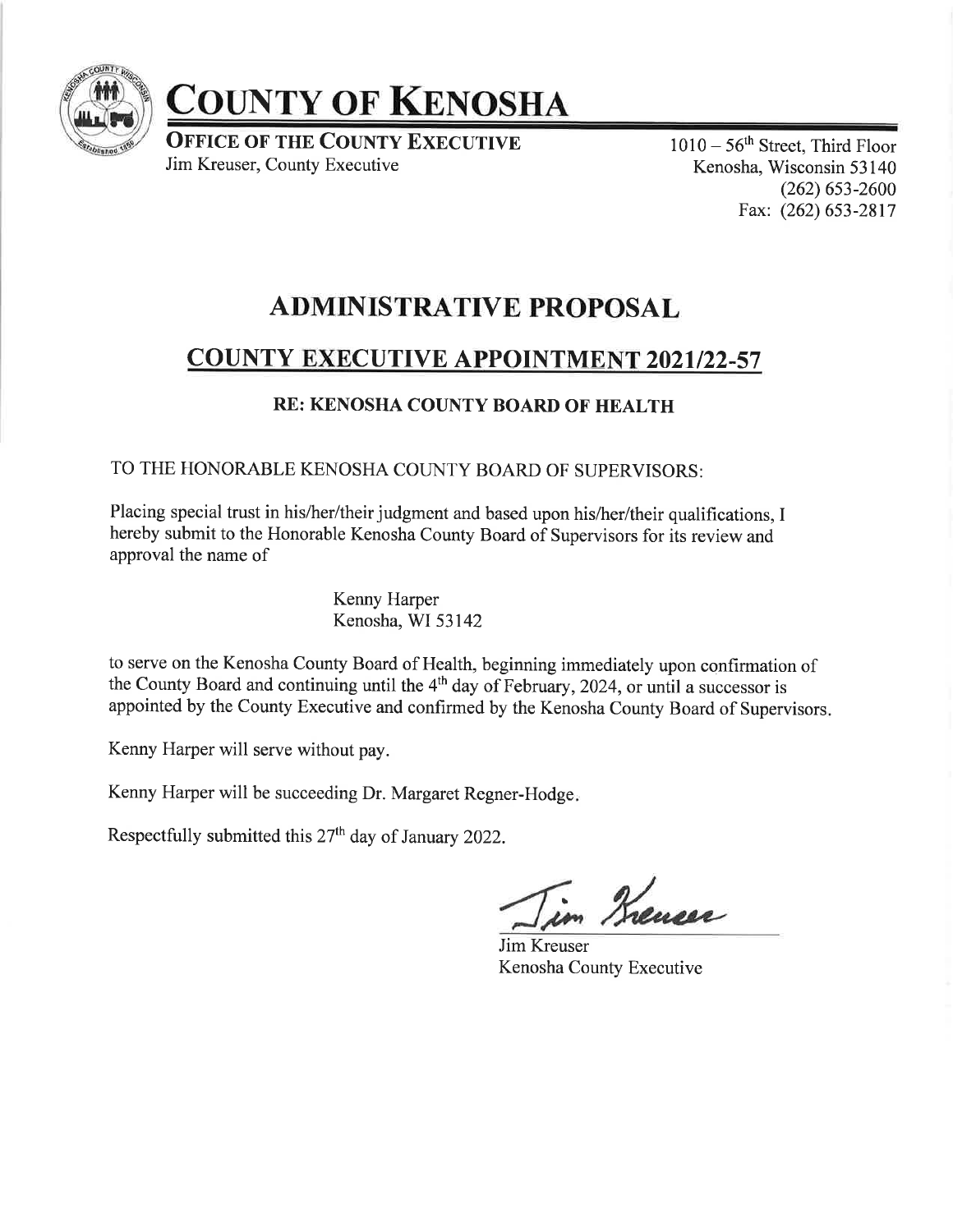# COUNTY OF KENOSHA

**OFFICE OF THE COUNTY EXECUTIVE**
Jim Kreuser, County Executive

1010 – 56th Street, Third Floor
Kenosha, Wisconsin 53140
(262) 653-2600
Fax: (262) 653-2817

# ADMINISTRATIVE PROPOSAL

## COUNTY EXECUTIVE APPOINTMENT 2021/22-57

### RE: KENOSHA COUNTY BOARD OF HEALTH

TO THE HONORABLE KENOSHA COUNTY BOARD OF SUPERVISORS:

Placing special trust in his/her/their judgment and based upon his/her/their qualifications, I hereby submit to the Honorable Kenosha County Board of Supervisors for its review and approval the name of

Kenny Harper
Kenosha, WI 53142

to serve on the Kenosha County Board of Health, beginning immediately upon confirmation of the County Board and continuing until the 4th day of February, 2024, or until a successor is appointed by the County Executive and confirmed by the Kenosha County Board of Supervisors.

Kenny Harper will serve without pay.

Kenny Harper will be succeeding Dr. Margaret Regner-Hodge.

Respectfully submitted this 27th day of January 2022.

Jim Kreuser
Kenosha County Executive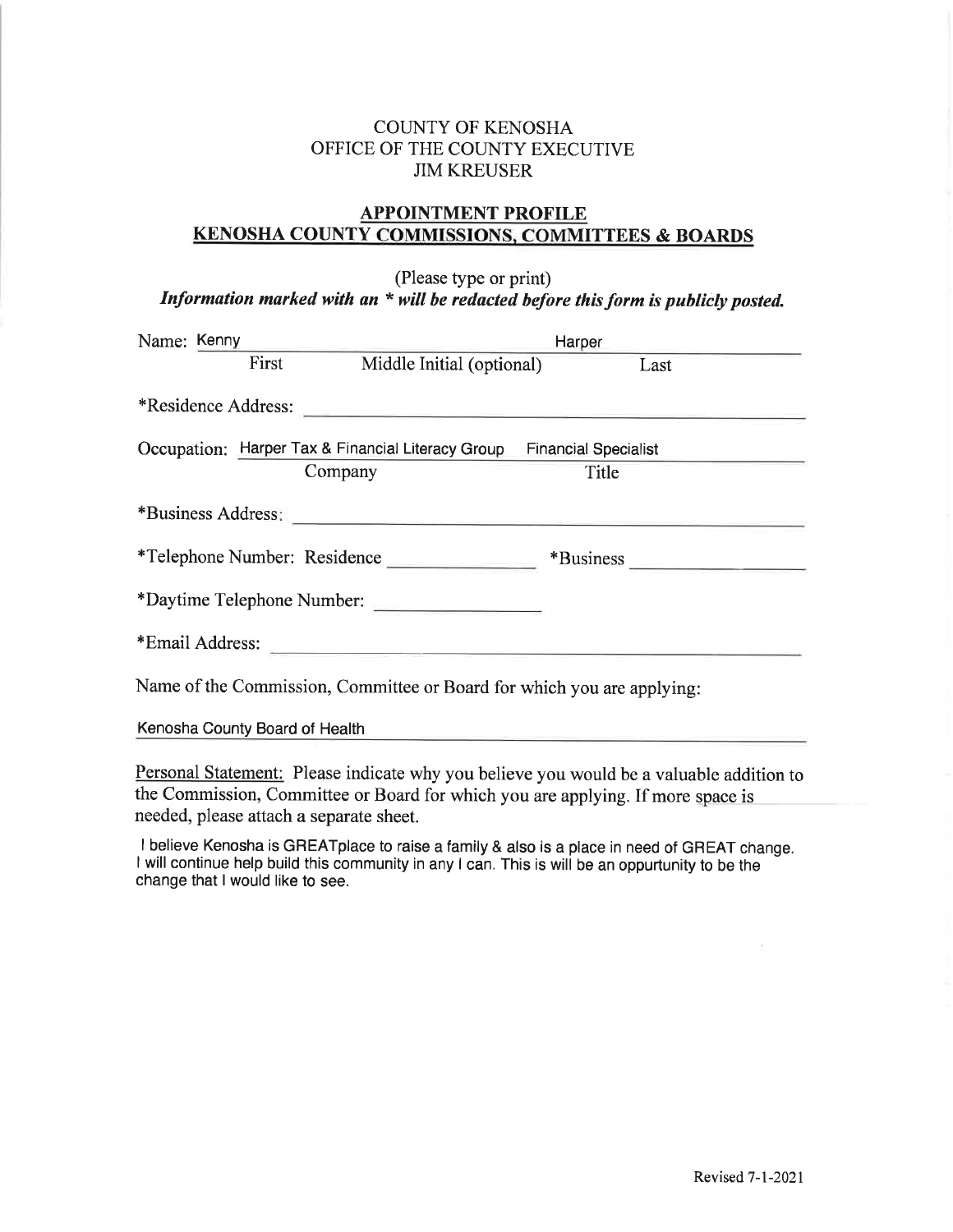COUNTY OF KENOSHA
OFFICE OF THE COUNTY EXECUTIVE
JIM KREUSER

## APPOINTMENT PROFILE
## KENOSHA COUNTY COMMISSIONS, COMMITTEES & BOARDS

(Please type or print)

***Information marked with an * will be redacted before this form is publicly posted.***

Name: Kenny (First) ______ (Middle Initial (optional)) Harper (Last)

*Residence Address: ______________________________

Occupation: Harper Tax & Financial Literacy Group (Company) Financial Specialist (Title)

*Business Address: ______________________________

*Telephone Number: Residence ______________ *Business ______________

*Daytime Telephone Number: ______________

*Email Address: ______________________________

Name of the Commission, Committee or Board for which you are applying:

Kenosha County Board of Health

Personal Statement: Please indicate why you believe you would be a valuable addition to the Commission, Committee or Board for which you are applying. If more space is needed, please attach a separate sheet.

I believe Kenosha is GREATplace to raise a family & also is a place in need of GREAT change. I will continue help build this community in any I can. This is will be an oppurtunity to be the change that I would like to see.

Revised 7-1-2021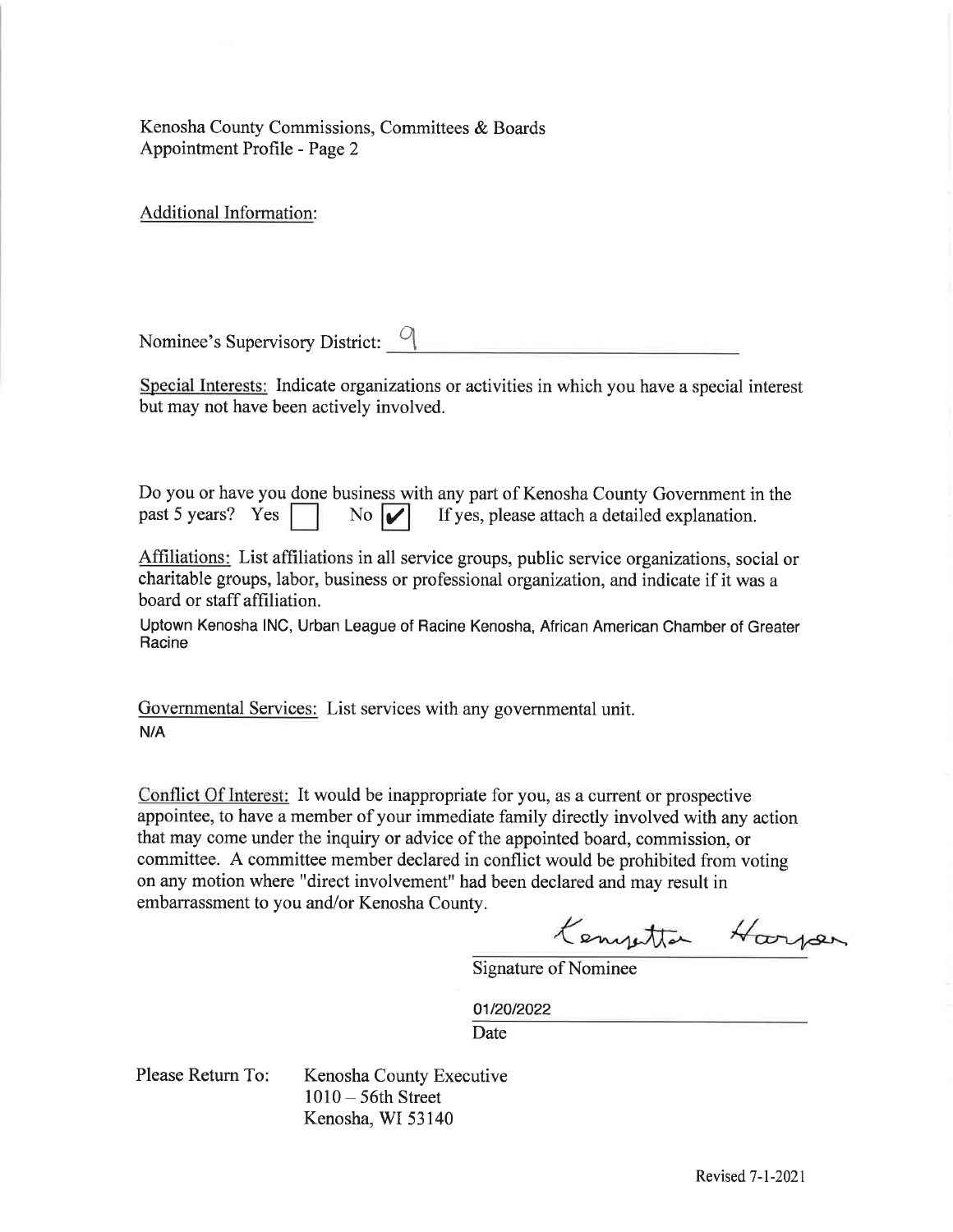Kenosha County Commissions, Committees & Boards
Appointment Profile - Page 2

Additional Information:

Nominee's Supervisory District: 9

Special Interests: Indicate organizations or activities in which you have a special interest but may not have been actively involved.

Do you or have you done business with any part of Kenosha County Government in the past 5 years? Yes ☐ No ☑ If yes, please attach a detailed explanation.

Affiliations: List affiliations in all service groups, public service organizations, social or charitable groups, labor, business or professional organization, and indicate if it was a board or staff affiliation.

Uptown Kenosha INC, Urban League of Racine Kenosha, African American Chamber of Greater Racine

Governmental Services: List services with any governmental unit.

N/A

Conflict Of Interest: It would be inappropriate for you, as a current or prospective appointee, to have a member of your immediate family directly involved with any action that may come under the inquiry or advice of the appointed board, commission, or committee. A committee member declared in conflict would be prohibited from voting on any motion where "direct involvement" had been declared and may result in embarrassment to you and/or Kenosha County.

Kenyatta Harper

Signature of Nominee

01/20/2022

Date

Please Return To: Kenosha County Executive
1010 – 56th Street
Kenosha, WI 53140

Revised 7-1-2021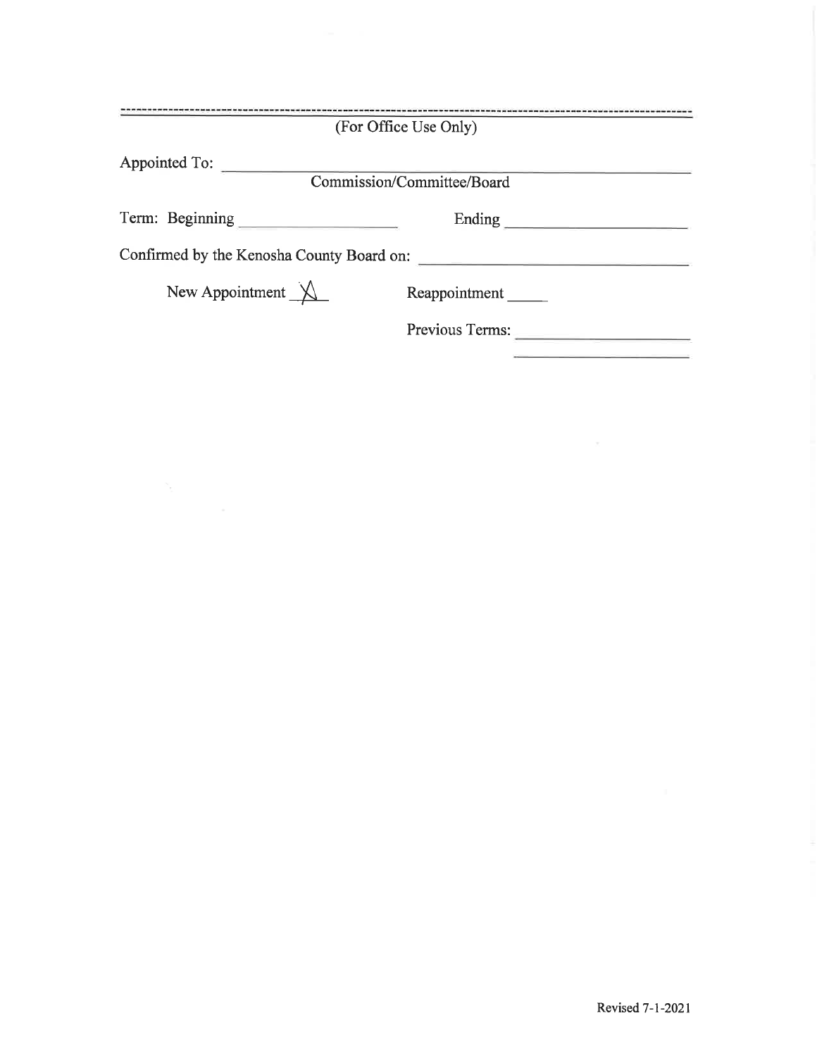(For Office Use Only)

Appointed To: ______________________________
Commission/Committee/Board

Term: Beginning ____________________ Ending ____________________

Confirmed by the Kenosha County Board on: ____________________

New Appointment X

Reappointment ____

Previous Terms: ____________________
____________________

Revised 7-1-2021